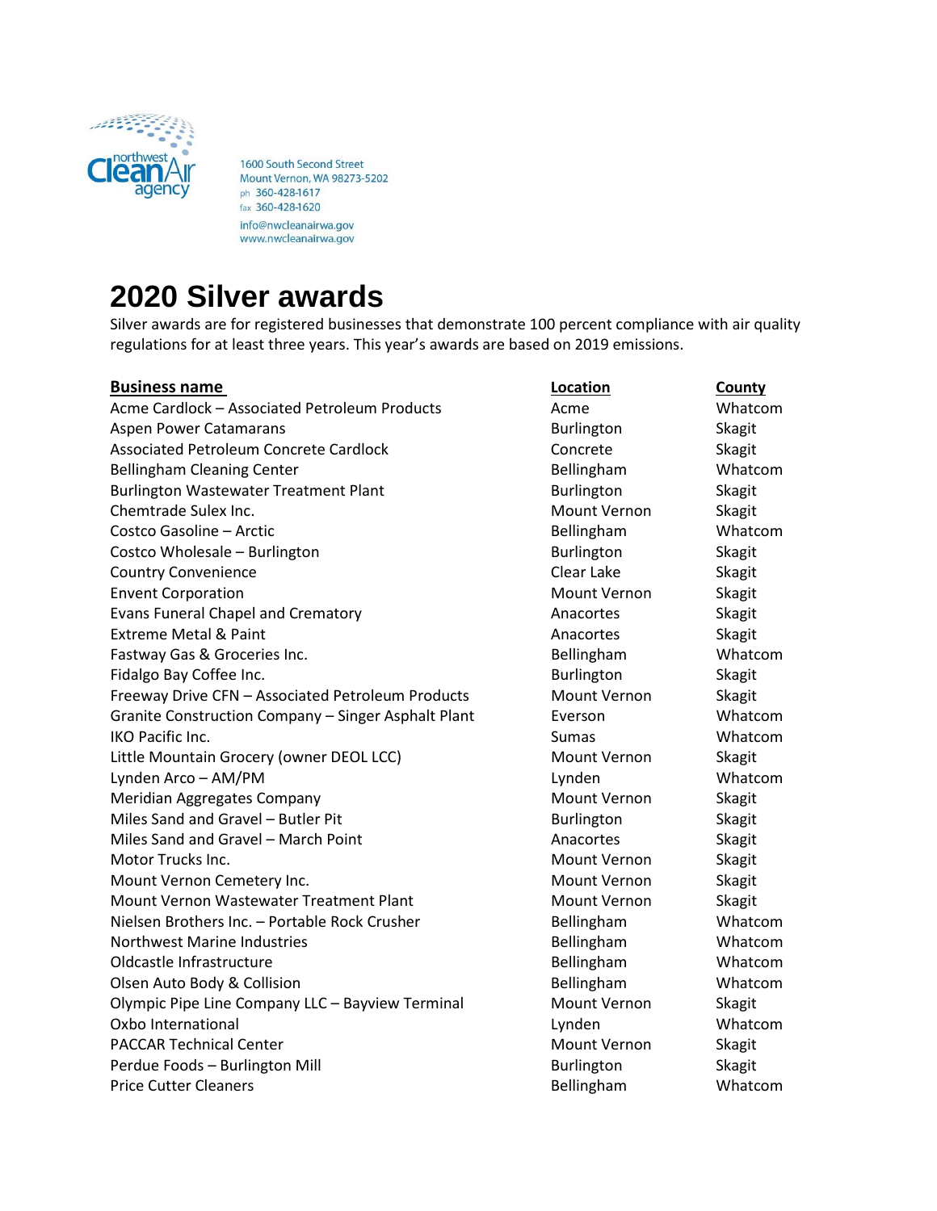northwest Clean Air agency

1600 South Second Street
Mount Vernon, WA 98273-5202
ph 360-428-1617
fax 360-428-1620
info@nwcleanairwa.gov
www.nwcleanairwa.gov

# 2020 Silver awards

Silver awards are for registered businesses that demonstrate 100 percent compliance with air quality regulations for at least three years. This year's awards are based on 2019 emissions.

| Business name | Location | County |
|---|---|---|
| Acme Cardlock – Associated Petroleum Products | Acme | Whatcom |
| Aspen Power Catamarans | Burlington | Skagit |
| Associated Petroleum Concrete Cardlock | Concrete | Skagit |
| Bellingham Cleaning Center | Bellingham | Whatcom |
| Burlington Wastewater Treatment Plant | Burlington | Skagit |
| Chemtrade Sulex Inc. | Mount Vernon | Skagit |
| Costco Gasoline – Arctic | Bellingham | Whatcom |
| Costco Wholesale – Burlington | Burlington | Skagit |
| Country Convenience | Clear Lake | Skagit |
| Envent Corporation | Mount Vernon | Skagit |
| Evans Funeral Chapel and Crematory | Anacortes | Skagit |
| Extreme Metal & Paint | Anacortes | Skagit |
| Fastway Gas & Groceries Inc. | Bellingham | Whatcom |
| Fidalgo Bay Coffee Inc. | Burlington | Skagit |
| Freeway Drive CFN – Associated Petroleum Products | Mount Vernon | Skagit |
| Granite Construction Company – Singer Asphalt Plant | Everson | Whatcom |
| IKO Pacific Inc. | Sumas | Whatcom |
| Little Mountain Grocery (owner DEOL LCC) | Mount Vernon | Skagit |
| Lynden Arco – AM/PM | Lynden | Whatcom |
| Meridian Aggregates Company | Mount Vernon | Skagit |
| Miles Sand and Gravel – Butler Pit | Burlington | Skagit |
| Miles Sand and Gravel – March Point | Anacortes | Skagit |
| Motor Trucks Inc. | Mount Vernon | Skagit |
| Mount Vernon Cemetery Inc. | Mount Vernon | Skagit |
| Mount Vernon Wastewater Treatment Plant | Mount Vernon | Skagit |
| Nielsen Brothers Inc. – Portable Rock Crusher | Bellingham | Whatcom |
| Northwest Marine Industries | Bellingham | Whatcom |
| Oldcastle Infrastructure | Bellingham | Whatcom |
| Olsen Auto Body & Collision | Bellingham | Whatcom |
| Olympic Pipe Line Company LLC – Bayview Terminal | Mount Vernon | Skagit |
| Oxbo International | Lynden | Whatcom |
| PACCAR Technical Center | Mount Vernon | Skagit |
| Perdue Foods – Burlington Mill | Burlington | Skagit |
| Price Cutter Cleaners | Bellingham | Whatcom |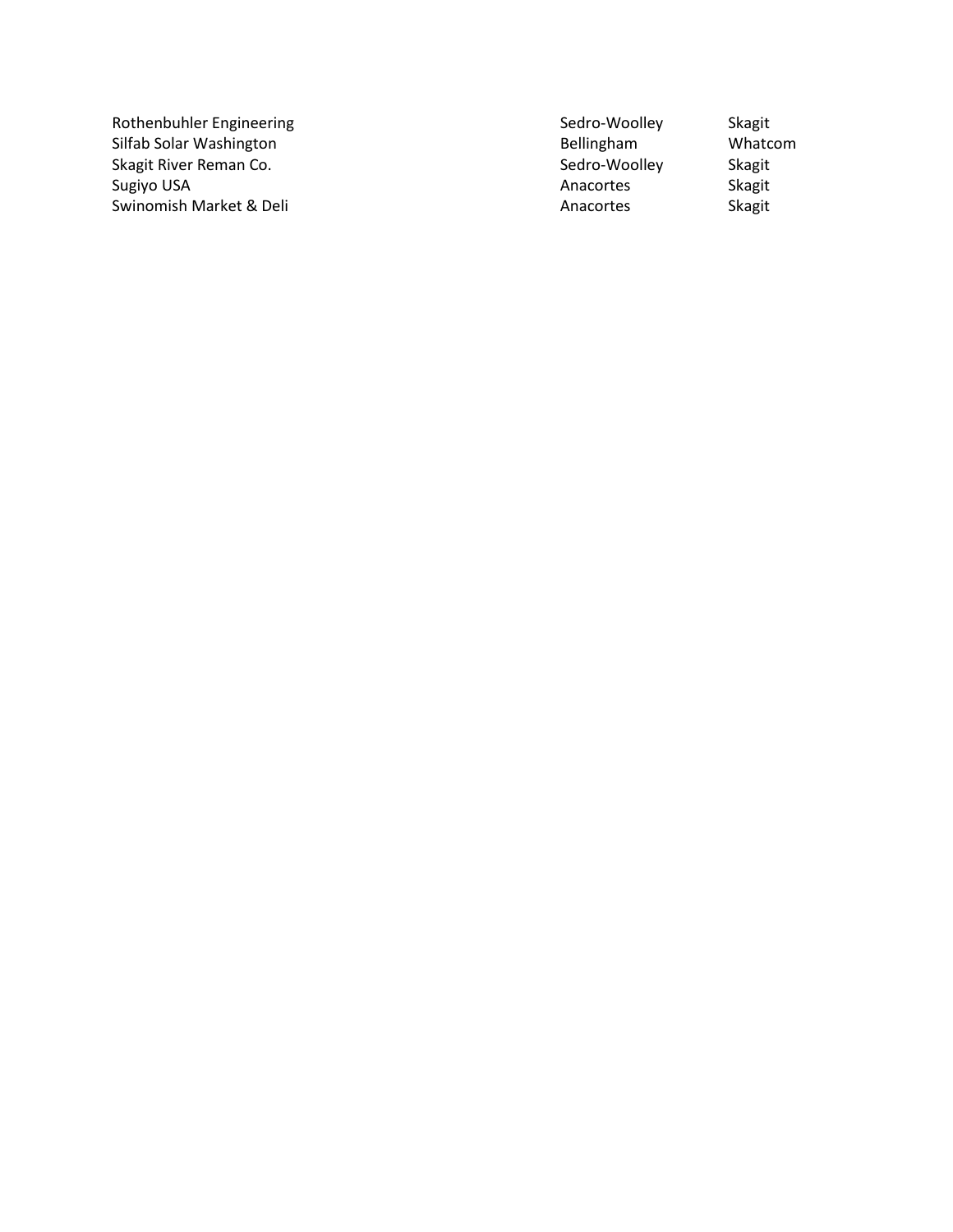| | | |
|---|---|---|
| Rothenbuhler Engineering | Sedro-Woolley | Skagit |
| Silfab Solar Washington | Bellingham | Whatcom |
| Skagit River Reman Co. | Sedro-Woolley | Skagit |
| Sugiyo USA | Anacortes | Skagit |
| Swinomish Market & Deli | Anacortes | Skagit |